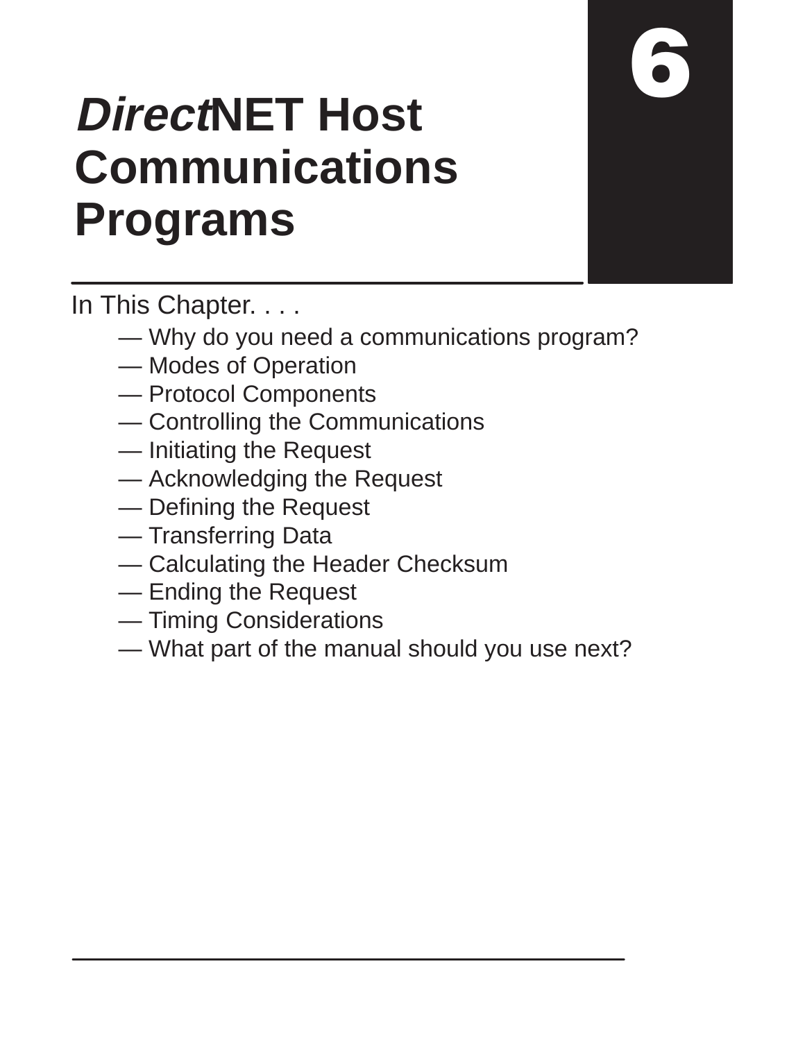# 6

# *Direct*NET Host Communications Programs

In This Chapter. . . .

- — Why do you need a communications program?
- — Modes of Operation
- — Protocol Components
- — Controlling the Communications
- — Initiating the Request
- — Acknowledging the Request
- — Defining the Request
- — Transferring Data
- — Calculating the Header Checksum
- — Ending the Request
- — Timing Considerations
- — What part of the manual should you use next?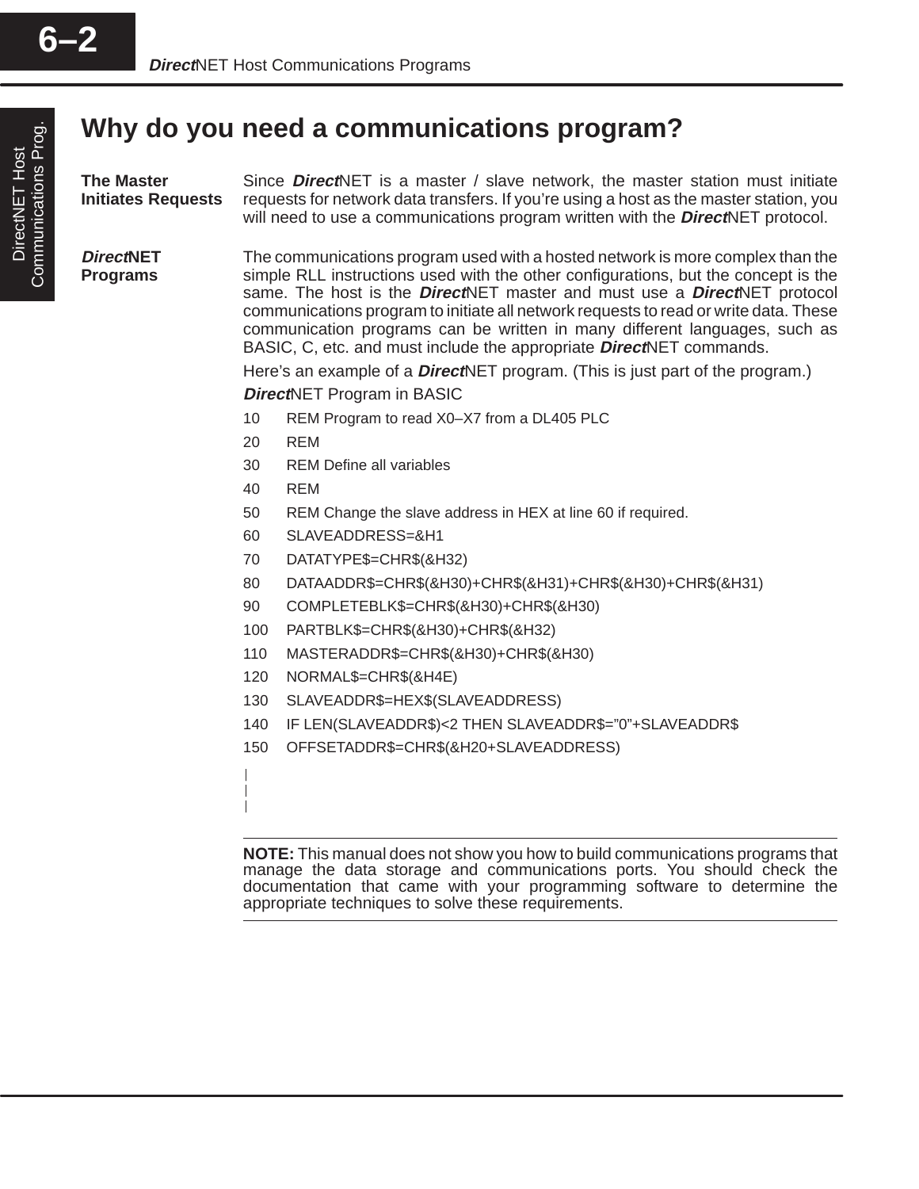# Why do you need a communications program?

**The Master Initiates Requests**

Since ***Direct***NET is a master / slave network, the master station must initiate requests for network data transfers. If you're using a host as the master station, you will need to use a communications program written with the ***Direct***NET protocol.

***Direct*NET Programs**

The communications program used with a hosted network is more complex than the simple RLL instructions used with the other configurations, but the concept is the same. The host is the ***Direct***NET master and must use a ***Direct***NET protocol communications program to initiate all network requests to read or write data. These communication programs can be written in many different languages, such as BASIC, C, etc. and must include the appropriate ***Direct***NET commands.

Here's an example of a ***Direct***NET program. (This is just part of the program.)

***Direct***NET Program in BASIC

```
10    REM Program to read X0–X7 from a DL405 PLC
20    REM
30    REM Define all variables
40    REM
50    REM Change the slave address in HEX at line 60 if required.
60    SLAVEADDRESS=&H1
70    DATATYPE$=CHR$(&H32)
80    DATAADDR$=CHR$(&H30)+CHR$(&H31)+CHR$(&H30)+CHR$(&H31)
90    COMPLETEBLK$=CHR$(&H30)+CHR$(&H30)
100   PARTBLK$=CHR$(&H30)+CHR$(&H32)
110   MASTERADDR$=CHR$(&H30)+CHR$(&H30)
120   NORMAL$=CHR$(&H4E)
130   SLAVEADDR$=HEX$(SLAVEADDRESS)
140   IF LEN(SLAVEADDR$)<2 THEN SLAVEADDR$=”0”+SLAVEADDR$
150   OFFSETADDR$=CHR$(&H20+SLAVEADDRESS)
|
|
|
```

**NOTE:** This manual does not show you how to build communications programs that manage the data storage and communications ports. You should check the documentation that came with your programming software to determine the appropriate techniques to solve these requirements.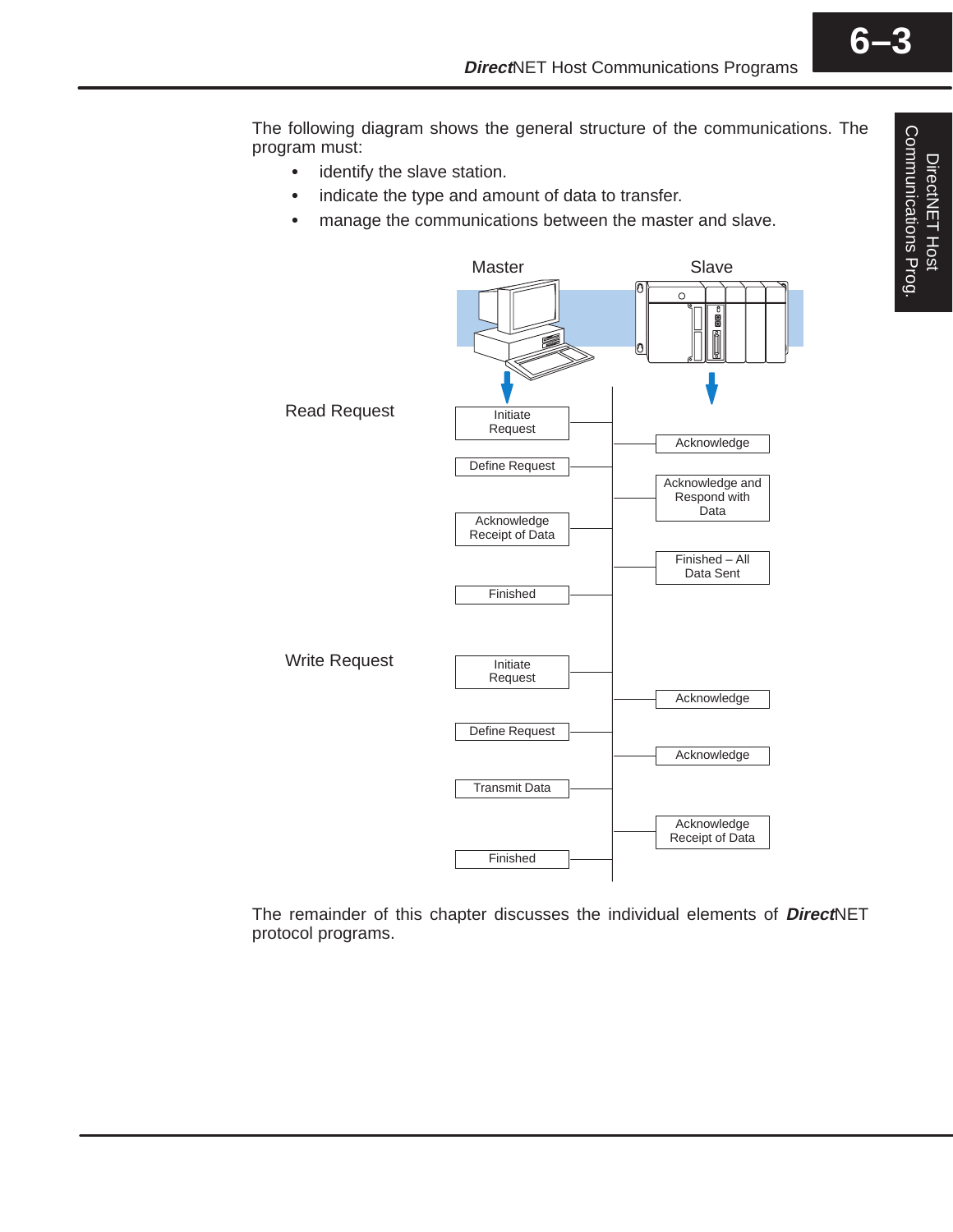The following diagram shows the general structure of the communications. The program must:

- identify the slave station.
- indicate the type and amount of data to transfer.
- manage the communications between the master and slave.

| | Master | Slave |
|---|---|---|
| Read Request | Initiate Request | |
| | | Acknowledge |
| | Define Request | |
| | | Acknowledge and Respond with Data |
| | Acknowledge Receipt of Data | |
| | | Finished – All Data Sent |
| | Finished | |
| Write Request | Initiate Request | |
| | | Acknowledge |
| | Define Request | |
| | | Acknowledge |
| | Transmit Data | |
| | | Acknowledge Receipt of Data |
| | Finished | |

The remainder of this chapter discusses the individual elements of ***Direct***NET protocol programs.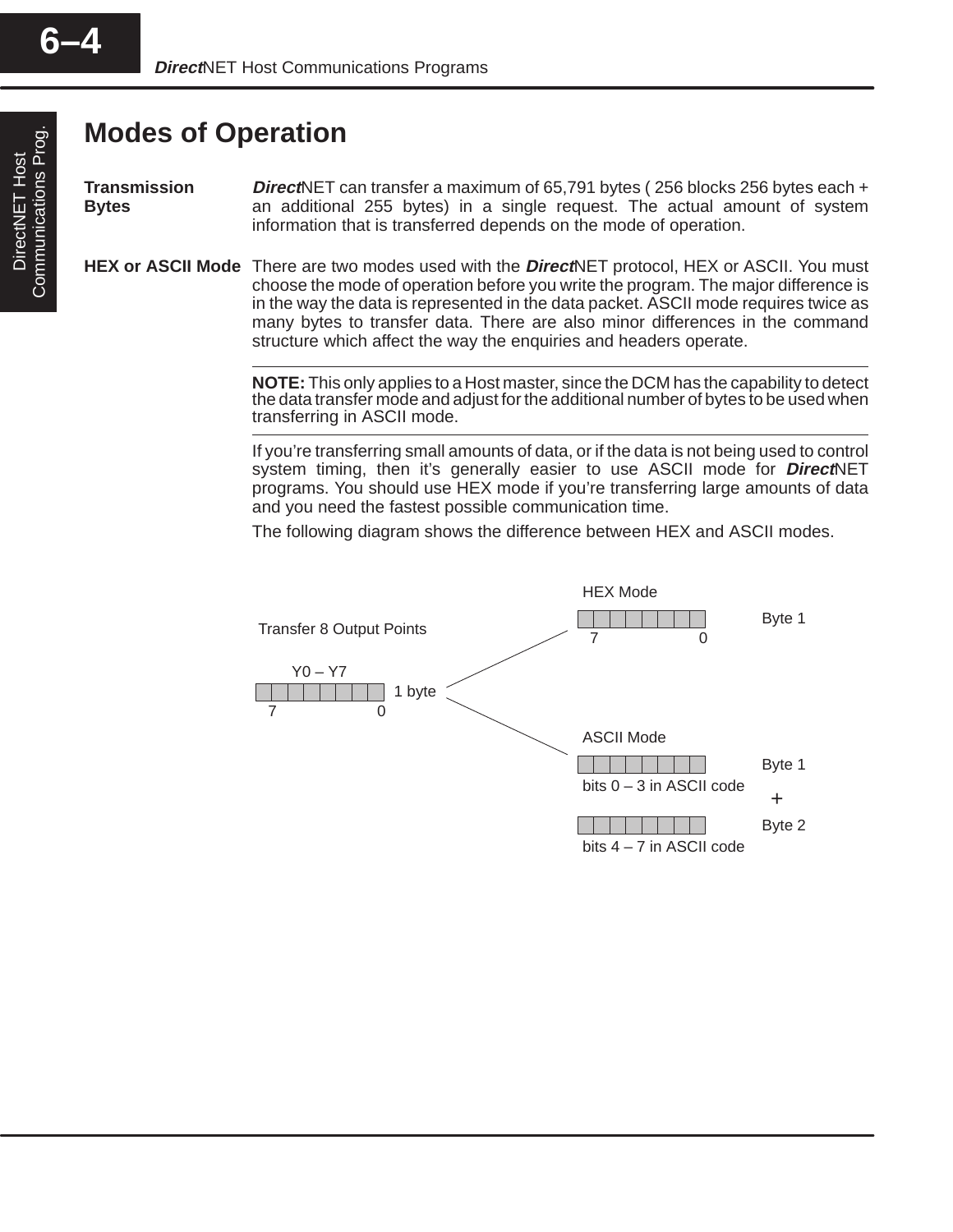# Modes of Operation

**Transmission Bytes**

***Direct*****NET** can transfer a maximum of 65,791 bytes ( 256 blocks 256 bytes each + an additional 255 bytes) in a single request. The actual amount of system information that is transferred depends on the mode of operation.

**HEX or ASCII Mode**

There are two modes used with the ***Direct***NET protocol, HEX or ASCII. You must choose the mode of operation before you write the program. The major difference is in the way the data is represented in the data packet. ASCII mode requires twice as many bytes to transfer data. There are also minor differences in the command structure which affect the way the enquiries and headers operate.

---

**NOTE:** This only applies to a Host master, since the DCM has the capability to detect the data transfer mode and adjust for the additional number of bytes to be used when transferring in ASCII mode.

---

If you're transferring small amounts of data, or if the data is not being used to control system timing, then it's generally easier to use ASCII mode for ***Direct***NET programs. You should use HEX mode if you're transferring large amounts of data and you need the fastest possible communication time.

The following diagram shows the difference between HEX and ASCII modes.

Transfer 8 Output Points

Y0 – Y7 (bits 7 … 0): 1 byte

HEX Mode: Byte 1 (bits 7 … 0)

ASCII Mode: Byte 1 (bits 0 – 3 in ASCII code) + Byte 2 (bits 4 – 7 in ASCII code)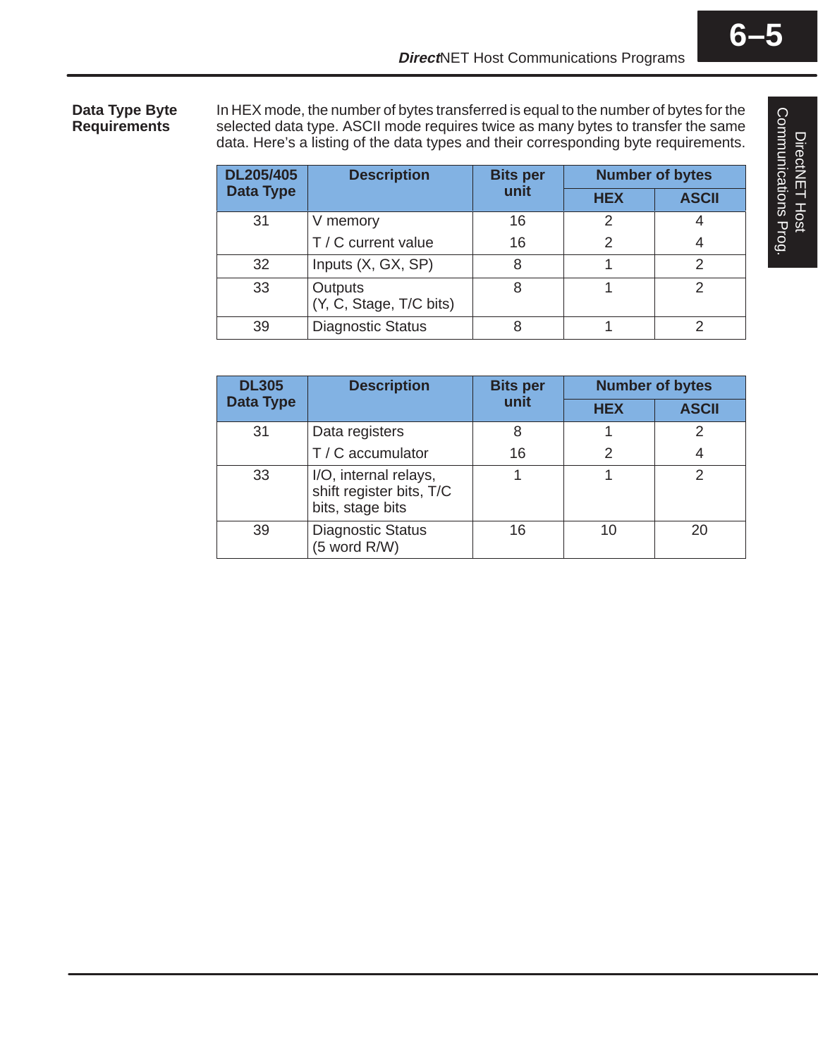### Data Type Byte Requirements

In HEX mode, the number of bytes transferred is equal to the number of bytes for the selected data type. ASCII mode requires twice as many bytes to transfer the same data. Here's a listing of the data types and their corresponding byte requirements.

| DL205/405 Data Type | Description | Bits per unit | Number of bytes | |
|---|---|---|---|---|
| | | | HEX | ASCII |
| 31 | V memory | 16 | 2 | 4 |
| | T / C current value | 16 | 2 | 4 |
| 32 | Inputs (X, GX, SP) | 8 | 1 | 2 |
| 33 | Outputs (Y, C, Stage, T/C bits) | 8 | 1 | 2 |
| 39 | Diagnostic Status | 8 | 1 | 2 |

| DL305 Data Type | Description | Bits per unit | Number of bytes | |
|---|---|---|---|---|
| | | | HEX | ASCII |
| 31 | Data registers | 8 | 1 | 2 |
| | T / C accumulator | 16 | 2 | 4 |
| 33 | I/O, internal relays, shift register bits, T/C bits, stage bits | 1 | 1 | 2 |
| 39 | Diagnostic Status (5 word R/W) | 16 | 10 | 20 |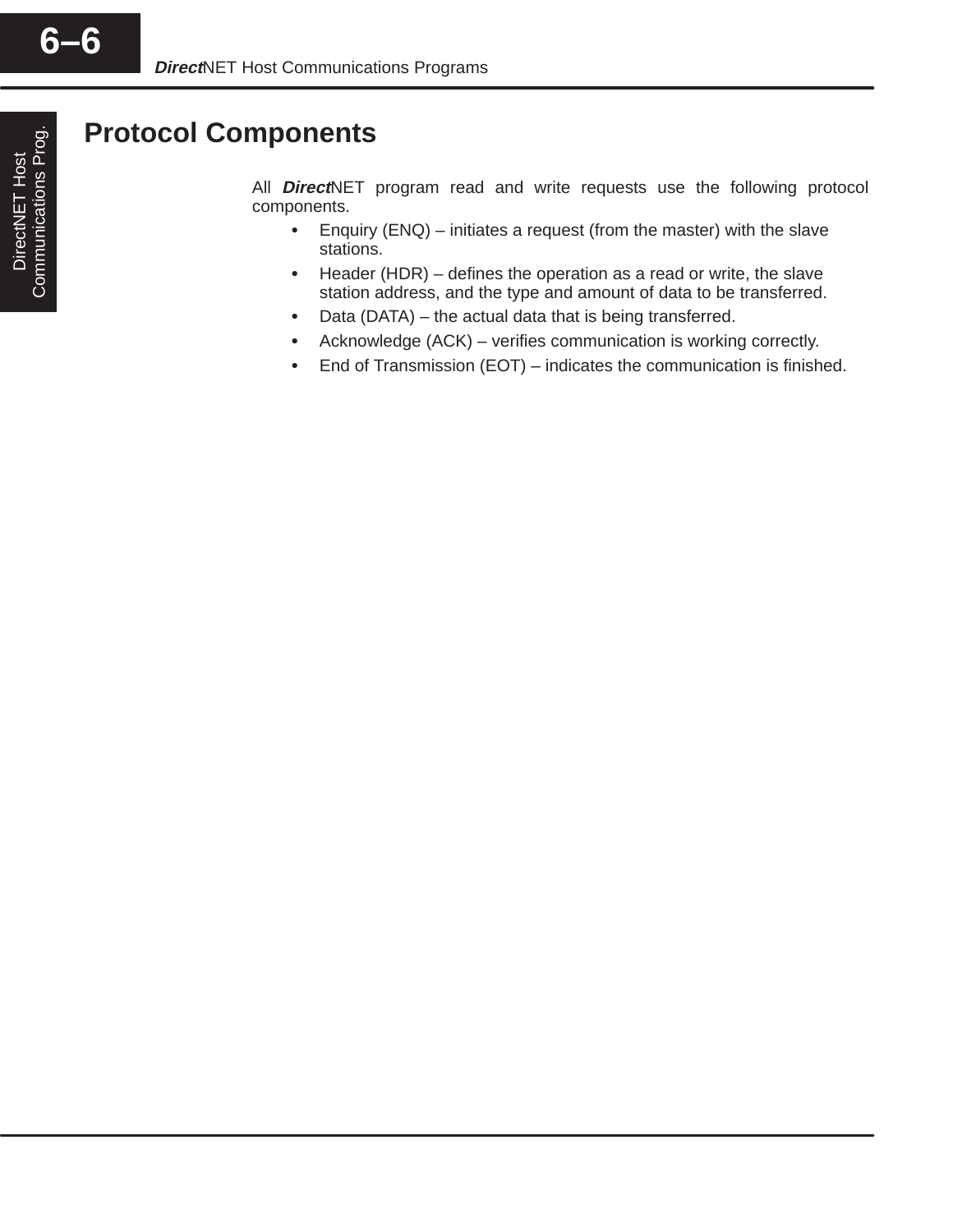## Protocol Components

All ***Direct***NET program read and write requests use the following protocol components.

- Enquiry (ENQ) – initiates a request (from the master) with the slave stations.
- Header (HDR) – defines the operation as a read or write, the slave station address, and the type and amount of data to be transferred.
- Data (DATA) – the actual data that is being transferred.
- Acknowledge (ACK) – verifies communication is working correctly.
- End of Transmission (EOT) – indicates the communication is finished.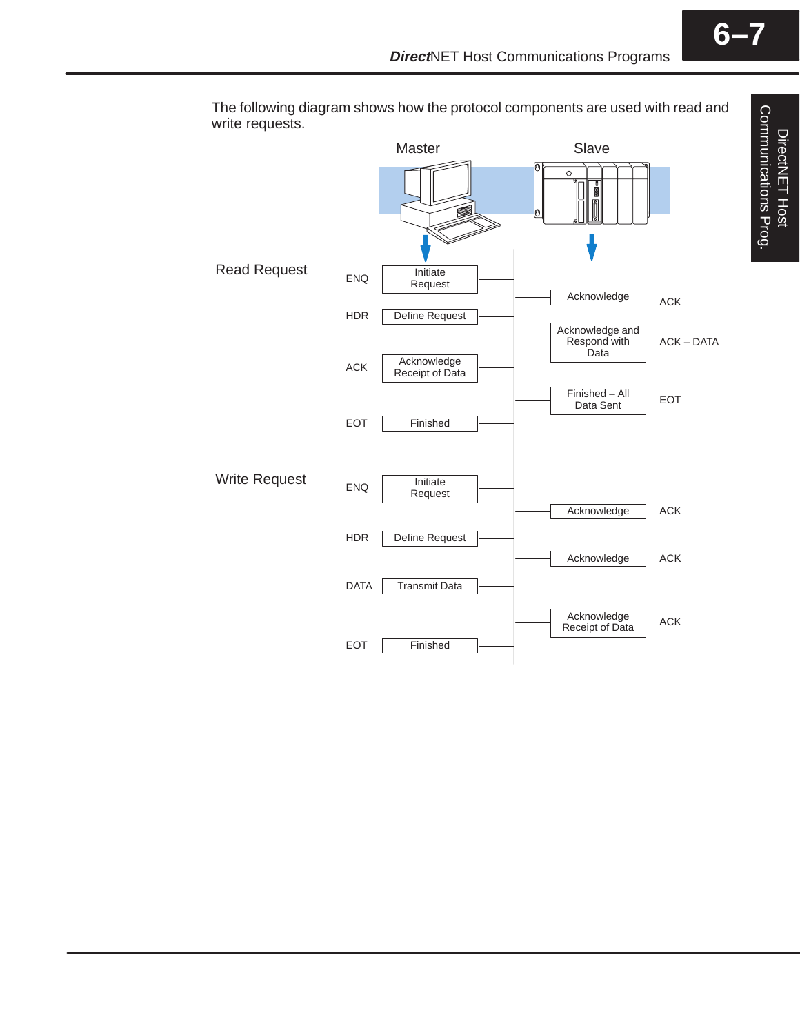The following diagram shows how the protocol components are used with read and write requests.

| | Master | | Slave | |
|---|---|---|---|---|
| **Read Request** | ENQ | Initiate Request | | |
| | | | Acknowledge | ACK |
| | HDR | Define Request | | |
| | | | Acknowledge and Respond with Data | ACK – DATA |
| | ACK | Acknowledge Receipt of Data | | |
| | | | Finished – All Data Sent | EOT |
| | EOT | Finished | | |
| **Write Request** | ENQ | Initiate Request | | |
| | | | Acknowledge | ACK |
| | HDR | Define Request | | |
| | | | Acknowledge | ACK |
| | DATA | Transmit Data | | |
| | | | Acknowledge Receipt of Data | ACK |
| | EOT | Finished | | |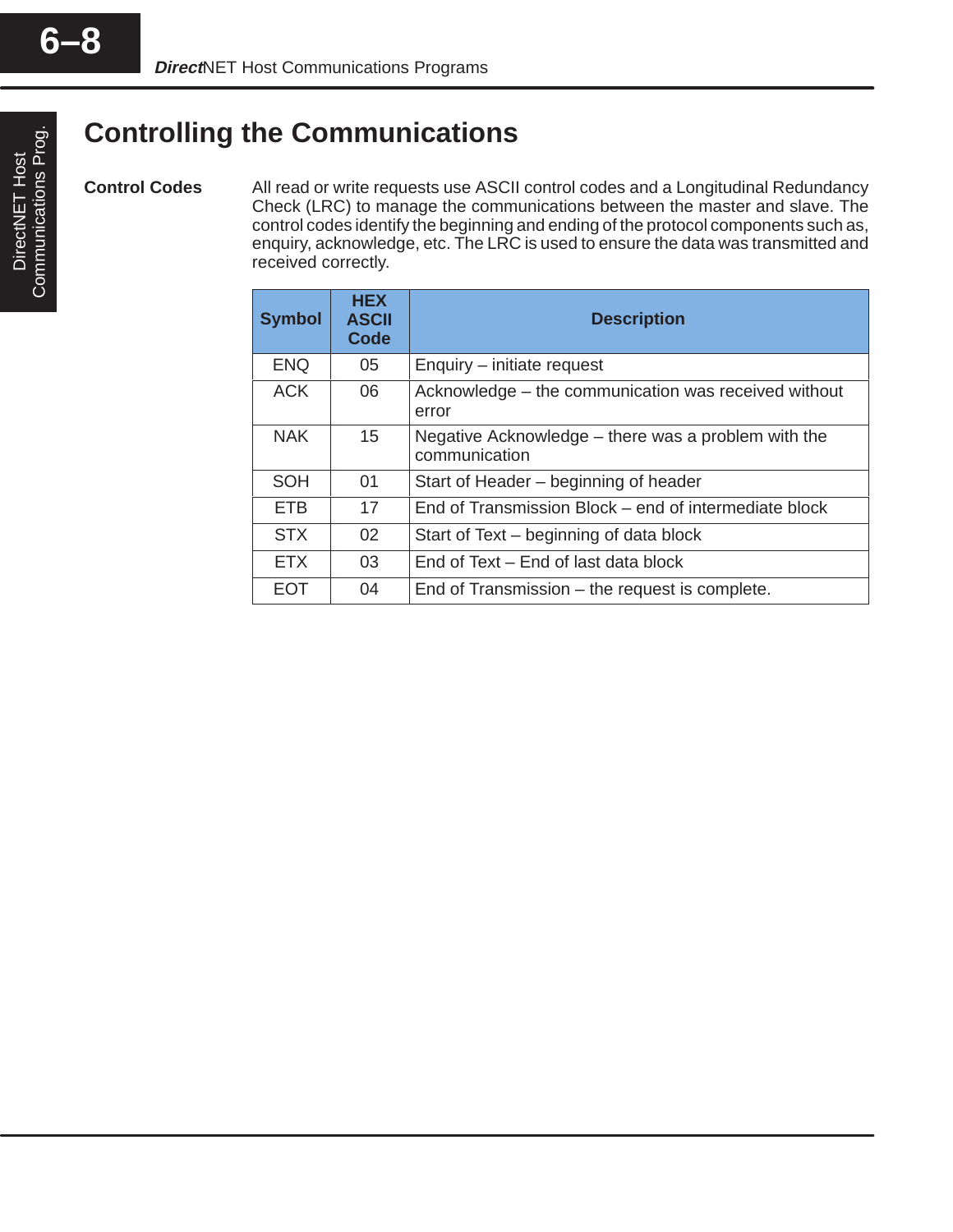# Controlling the Communications

**Control Codes**

All read or write requests use ASCII control codes and a Longitudinal Redundancy Check (LRC) to manage the communications between the master and slave. The control codes identify the beginning and ending of the protocol components such as, enquiry, acknowledge, etc. The LRC is used to ensure the data was transmitted and received correctly.

| Symbol | HEX ASCII Code | Description |
|---|---|---|
| ENQ | 05 | Enquiry – initiate request |
| ACK | 06 | Acknowledge – the communication was received without error |
| NAK | 15 | Negative Acknowledge – there was a problem with the communication |
| SOH | 01 | Start of Header – beginning of header |
| ETB | 17 | End of Transmission Block – end of intermediate block |
| STX | 02 | Start of Text – beginning of data block |
| ETX | 03 | End of Text – End of last data block |
| EOT | 04 | End of Transmission – the request is complete. |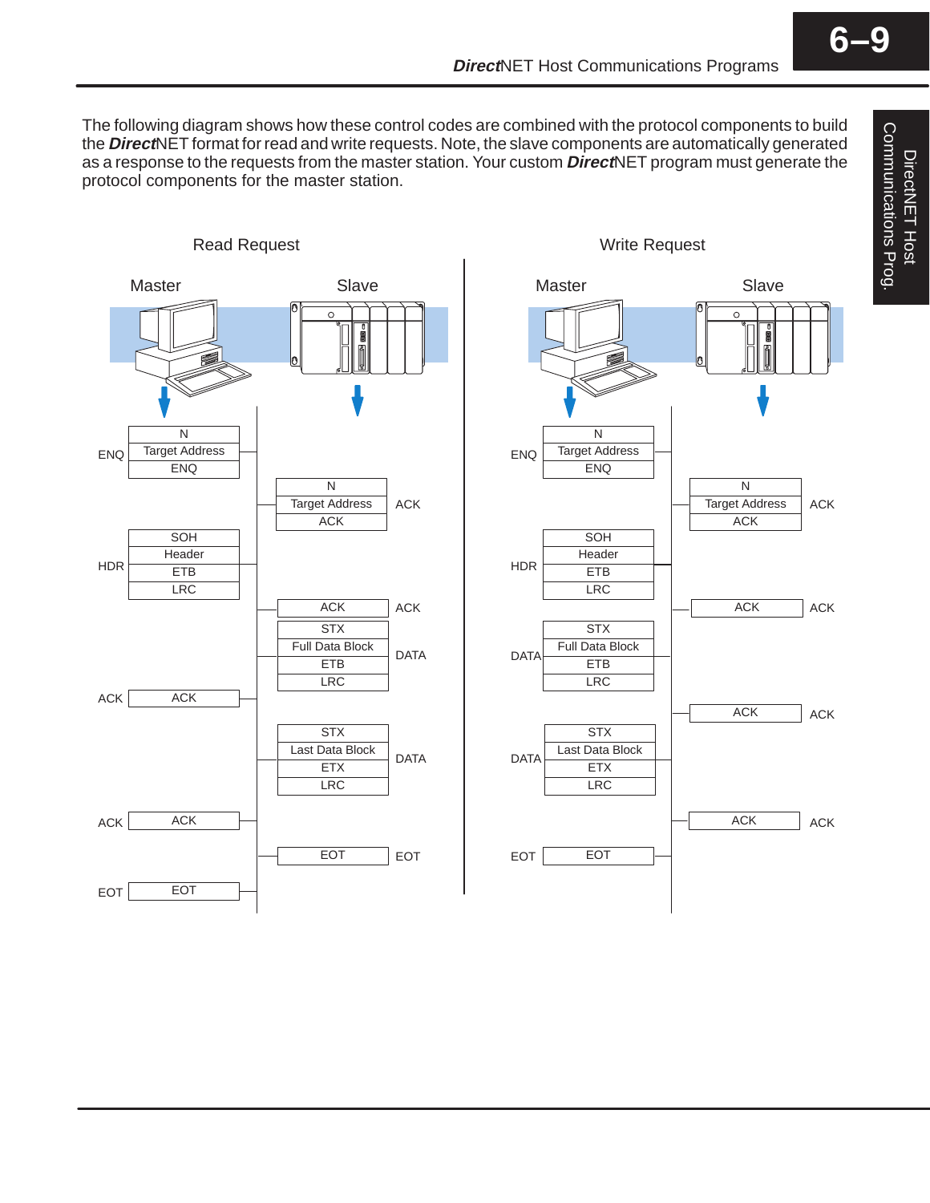The following diagram shows how these control codes are combined with the protocol components to build the ***Direct***NET format for read and write requests. Note, the slave components are automatically generated as a response to the requests from the master station. Your custom ***Direct***NET program must generate the protocol components for the master station.

### Read Request

| Master | | Slave | |
|---|---|---|---|
| ENQ | N / Target Address / ENQ | | |
| | | N / Target Address / ACK | ACK |
| HDR | SOH / Header / ETB / LRC | | |
| | | ACK | ACK |
| | | STX / Full Data Block / ETB / LRC | DATA |
| ACK | ACK | | |
| | | STX / Last Data Block / ETX / LRC | DATA |
| ACK | ACK | | |
| | | EOT | EOT |
| EOT | EOT | | |

### Write Request

| Master | | Slave | |
|---|---|---|---|
| ENQ | N / Target Address / ENQ | | |
| | | N / Target Address / ACK | ACK |
| HDR | SOH / Header / ETB / LRC | | |
| | | ACK | ACK |
| DATA | STX / Full Data Block / ETB / LRC | | |
| | | ACK | ACK |
| DATA | STX / Last Data Block / ETX / LRC | | |
| | | ACK | ACK |
| EOT | EOT | | |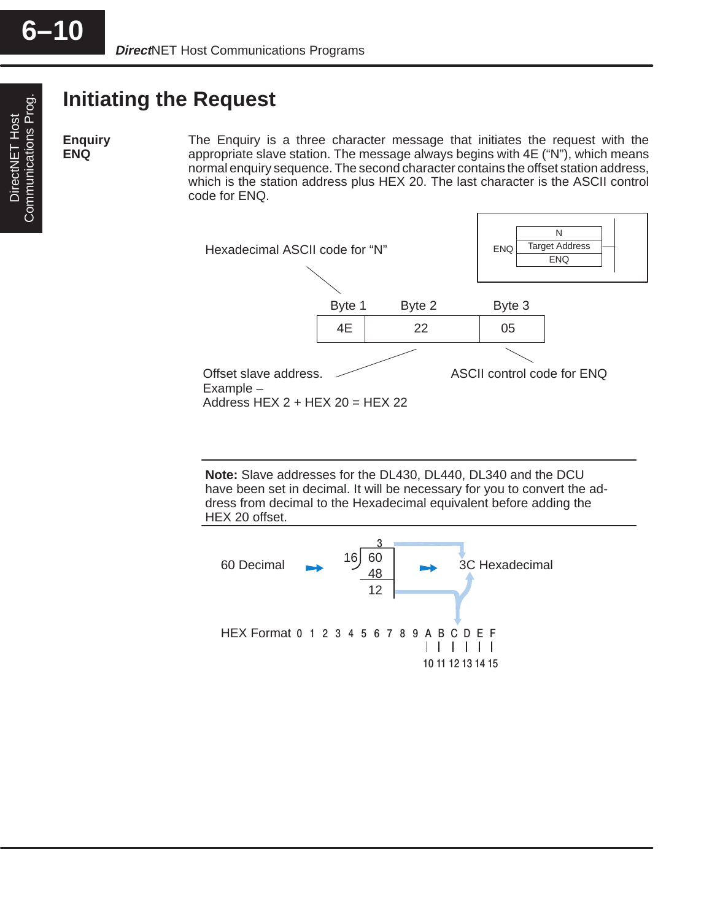# Initiating the Request

**Enquiry ENQ**

The Enquiry is a three character message that initiates the request with the appropriate slave station. The message always begins with 4E ("N"), which means normal enquiry sequence. The second character contains the offset station address, which is the station address plus HEX 20. The last character is the ASCII control code for ENQ.

Hexadecimal ASCII code for "N"

| Byte 1 | Byte 2 | Byte 3 |
|---|---|---|
| 4E | 22 | 05 |

Offset slave address.
Example –
Address HEX 2 + HEX 20 = HEX 22

ASCII control code for ENQ

ENQ: N / Target Address / ENQ

---

**Note:** Slave addresses for the DL430, DL440, DL340 and the DCU have been set in decimal. It will be necessary for you to convert the address from decimal to the Hexadecimal equivalent before adding the HEX 20 offset.

---

60 Decimal → 60 ÷ 16 = 3, 16 × 3 = 48, remainder 12 → 3C Hexadecimal

HEX Format 0 1 2 3 4 5 6 7 8 9 A B C D E F

A = 10, B = 11, C = 12, D = 13, E = 14, F = 15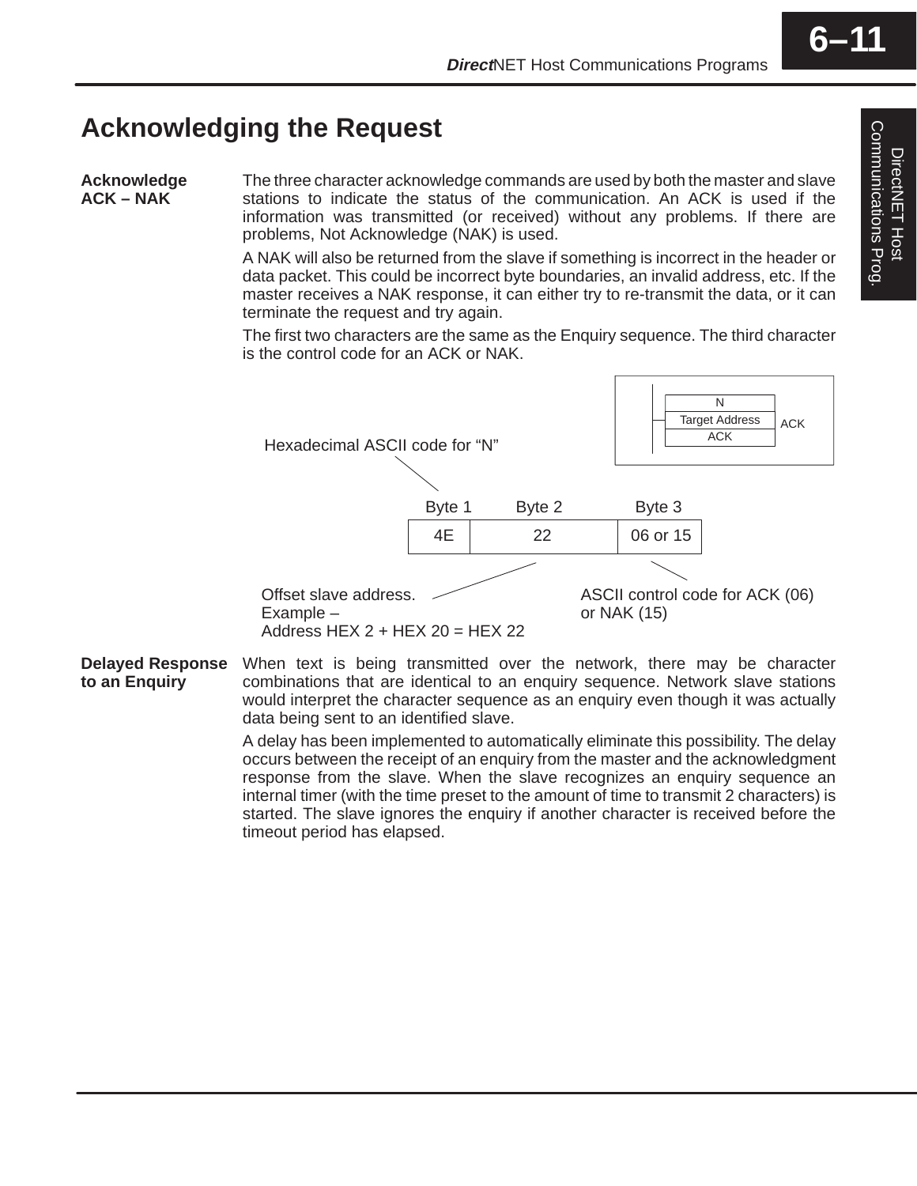# Acknowledging the Request

**Acknowledge ACK – NAK**

The three character acknowledge commands are used by both the master and slave stations to indicate the status of the communication. An ACK is used if the information was transmitted (or received) without any problems. If there are problems, Not Acknowledge (NAK) is used.

A NAK will also be returned from the slave if something is incorrect in the header or data packet. This could be incorrect byte boundaries, an invalid address, etc. If the master receives a NAK response, it can either try to re-transmit the data, or it can terminate the request and try again.

The first two characters are the same as the Enquiry sequence. The third character is the control code for an ACK or NAK.

| N |
|---|
| Target Address |
| ACK |

ACK

Hexadecimal ASCII code for "N"

| Byte 1 | Byte 2 | Byte 3 |
|---|---|---|
| 4E | 22 | 06 or 15 |

Offset slave address.
Example –
Address HEX 2 + HEX 20 = HEX 22

ASCII control code for ACK (06) or NAK (15)

**Delayed Response to an Enquiry**

When text is being transmitted over the network, there may be character combinations that are identical to an enquiry sequence. Network slave stations would interpret the character sequence as an enquiry even though it was actually data being sent to an identified slave.

A delay has been implemented to automatically eliminate this possibility. The delay occurs between the receipt of an enquiry from the master and the acknowledgment response from the slave. When the slave recognizes an enquiry sequence an internal timer (with the time preset to the amount of time to transmit 2 characters) is started. The slave ignores the enquiry if another character is received before the timeout period has elapsed.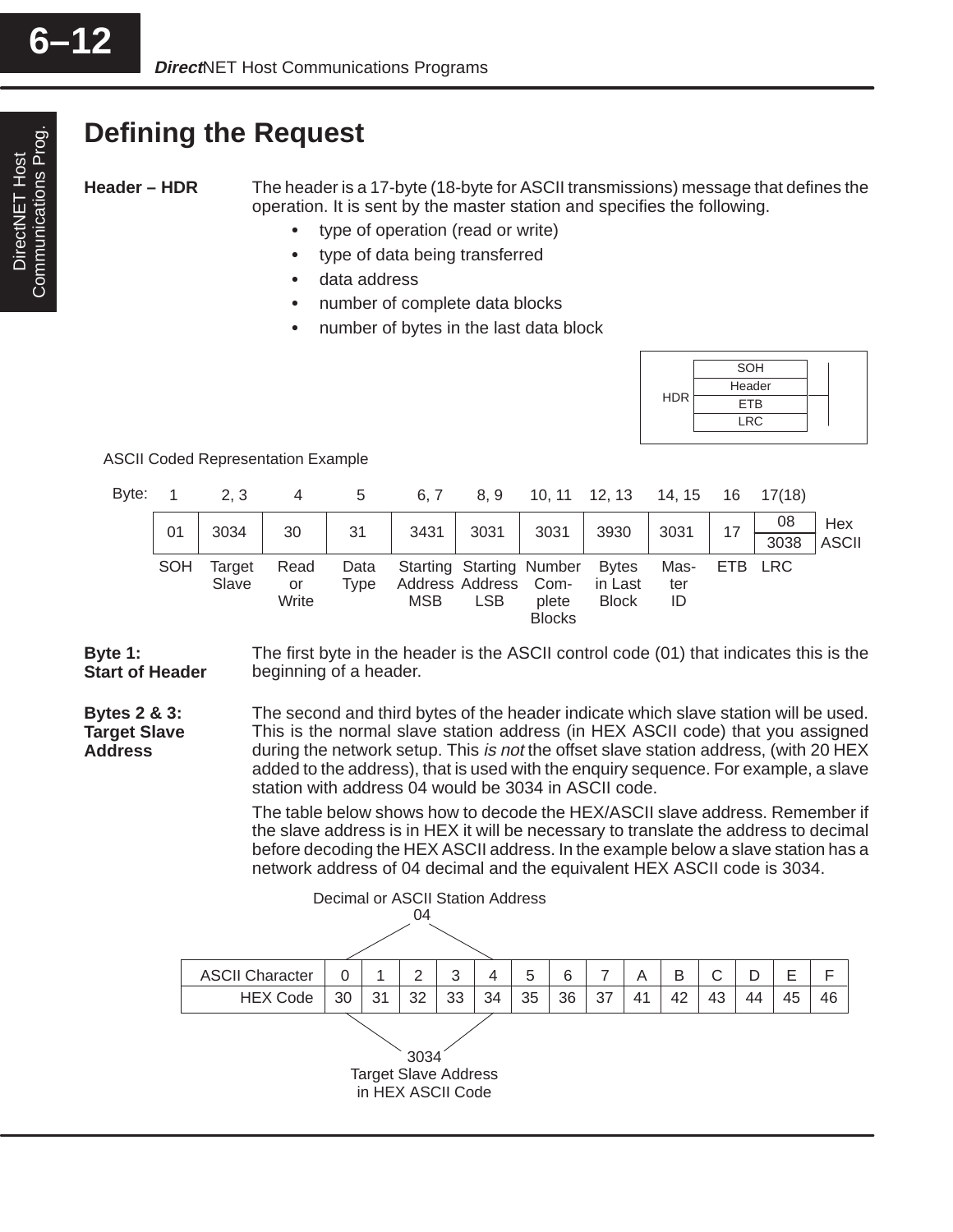# Defining the Request

**Header – HDR**

The header is a 17-byte (18-byte for ASCII transmissions) message that defines the operation. It is sent by the master station and specifies the following.

- type of operation (read or write)
- type of data being transferred
- data address
- number of complete data blocks
- number of bytes in the last data block

| HDR |
|---|
| SOH |
| Header |
| ETB |
| LRC |

ASCII Coded Representation Example

| Byte: | 1 | 2, 3 | 4 | 5 | 6, 7 | 8, 9 | 10, 11 | 12, 13 | 14, 15 | 16 | 17(18) | |
|---|---|---|---|---|---|---|---|---|---|---|---|---|
| | 01 | 3034 | 30 | 31 | 3431 | 3031 | 3031 | 3930 | 3031 | 17 | 08 | Hex |
| | | | | | | | | | | | 3038 | ASCII |
| | SOH | Target Slave | Read or Write | Data Type | Starting Address MSB | Starting Address LSB | Number Complete Blocks | Bytes in Last Block | Master ID | ETB | LRC | |

**Byte 1: Start of Header**

The first byte in the header is the ASCII control code (01) that indicates this is the beginning of a header.

**Bytes 2 & 3: Target Slave Address**

The second and third bytes of the header indicate which slave station will be used. This is the normal slave station address (in HEX ASCII code) that you assigned during the network setup. This *is not* the offset slave station address, (with 20 HEX added to the address), that is used with the enquiry sequence. For example, a slave station with address 04 would be 3034 in ASCII code.

The table below shows how to decode the HEX/ASCII slave address. Remember if the slave address is in HEX it will be necessary to translate the address to decimal before decoding the HEX ASCII address. In the example below a slave station has a network address of 04 decimal and the equivalent HEX ASCII code is 3034.

Decimal or ASCII Station Address
04

| ASCII Character | 0 | 1 | 2 | 3 | 4 | 5 | 6 | 7 | A | B | C | D | E | F |
|---|---|---|---|---|---|---|---|---|---|---|---|---|---|---|
| HEX Code | 30 | 31 | 32 | 33 | 34 | 35 | 36 | 37 | 41 | 42 | 43 | 44 | 45 | 46 |

3034
Target Slave Address
in HEX ASCII Code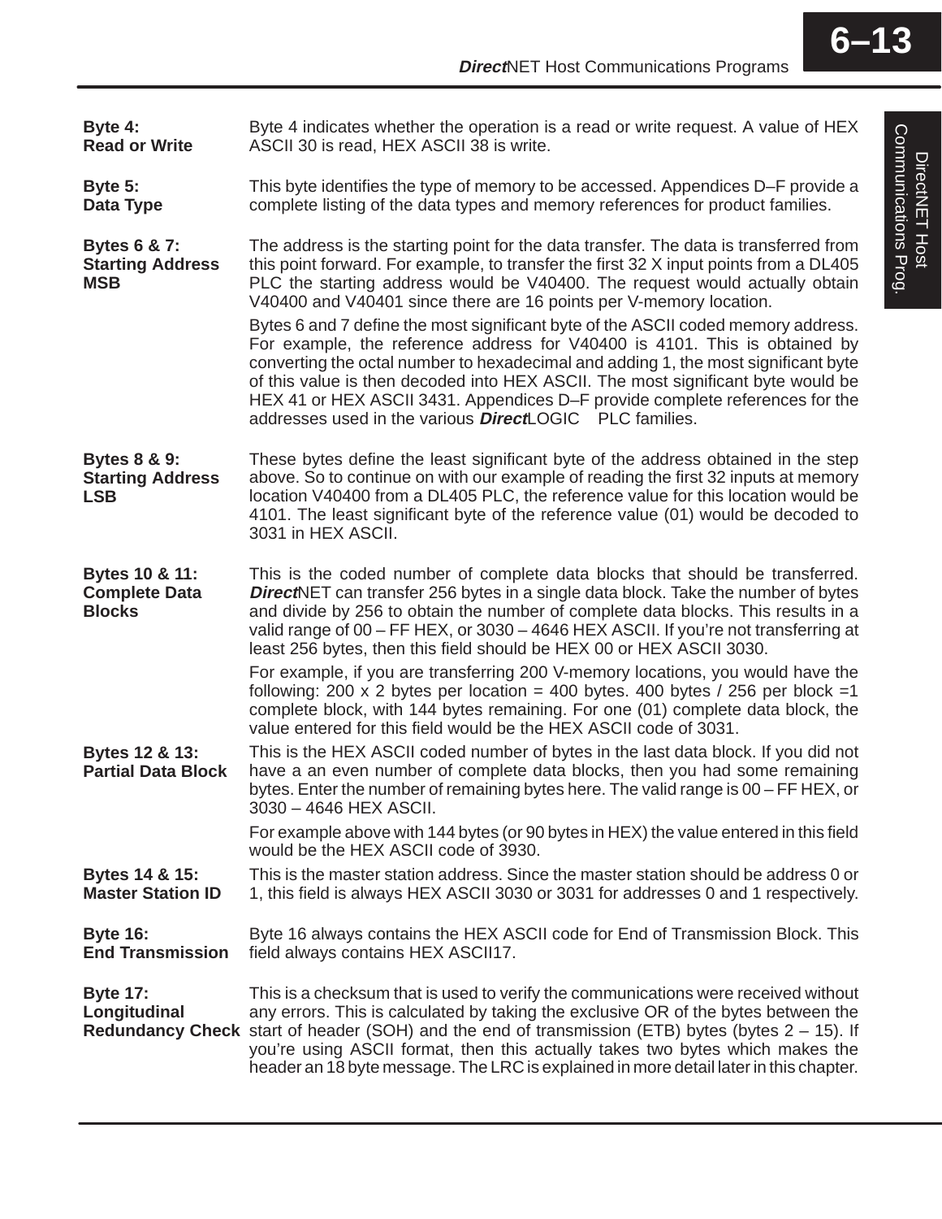**Byte 4: Read or Write**

Byte 4 indicates whether the operation is a read or write request. A value of HEX ASCII 30 is read, HEX ASCII 38 is write.

**Byte 5: Data Type**

This byte identifies the type of memory to be accessed. Appendices D–F provide a complete listing of the data types and memory references for product families.

**Bytes 6 & 7: Starting Address MSB**

The address is the starting point for the data transfer. The data is transferred from this point forward. For example, to transfer the first 32 X input points from a DL405 PLC the starting address would be V40400. The request would actually obtain V40400 and V40401 since there are 16 points per V-memory location.

Bytes 6 and 7 define the most significant byte of the ASCII coded memory address. For example, the reference address for V40400 is 4101. This is obtained by converting the octal number to hexadecimal and adding 1, the most significant byte of this value is then decoded into HEX ASCII. The most significant byte would be HEX 41 or HEX ASCII 3431. Appendices D–F provide complete references for the addresses used in the various ***Direct***LOGIC PLC families.

**Bytes 8 & 9: Starting Address LSB**

These bytes define the least significant byte of the address obtained in the step above. So to continue on with our example of reading the first 32 inputs at memory location V40400 from a DL405 PLC, the reference value for this location would be 4101. The least significant byte of the reference value (01) would be decoded to 3031 in HEX ASCII.

**Bytes 10 & 11: Complete Data Blocks**

This is the coded number of complete data blocks that should be transferred. ***Direct***NET can transfer 256 bytes in a single data block. Take the number of bytes and divide by 256 to obtain the number of complete data blocks. This results in a valid range of 00 – FF HEX, or 3030 – 4646 HEX ASCII. If you're not transferring at least 256 bytes, then this field should be HEX 00 or HEX ASCII 3030.

For example, if you are transferring 200 V-memory locations, you would have the following: 200 x 2 bytes per location = 400 bytes. 400 bytes / 256 per block =1 complete block, with 144 bytes remaining. For one (01) complete data block, the value entered for this field would be the HEX ASCII code of 3031.

**Bytes 12 & 13: Partial Data Block**

This is the HEX ASCII coded number of bytes in the last data block. If you did not have a an even number of complete data blocks, then you had some remaining bytes. Enter the number of remaining bytes here. The valid range is 00 – FF HEX, or 3030 – 4646 HEX ASCII.

For example above with 144 bytes (or 90 bytes in HEX) the value entered in this field would be the HEX ASCII code of 3930.

**Bytes 14 & 15: Master Station ID**

This is the master station address. Since the master station should be address 0 or 1, this field is always HEX ASCII 3030 or 3031 for addresses 0 and 1 respectively.

**Byte 16: End Transmission**

Byte 16 always contains the HEX ASCII code for End of Transmission Block. This field always contains HEX ASCII17.

**Byte 17: Longitudinal Redundancy Check**

This is a checksum that is used to verify the communications were received without any errors. This is calculated by taking the exclusive OR of the bytes between the start of header (SOH) and the end of transmission (ETB) bytes (bytes 2 – 15). If you're using ASCII format, then this actually takes two bytes which makes the header an 18 byte message. The LRC is explained in more detail later in this chapter.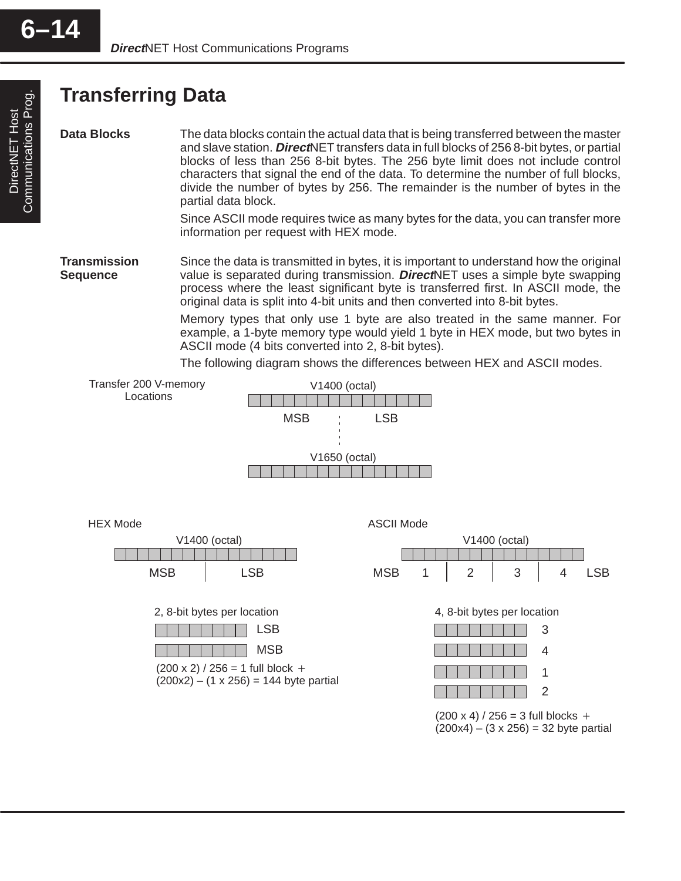# Transferring Data

**Data Blocks**

The data blocks contain the actual data that is being transferred between the master and slave station. ***Direct***NET transfers data in full blocks of 256 8-bit bytes, or partial blocks of less than 256 8-bit bytes. The 256 byte limit does not include control characters that signal the end of the data. To determine the number of full blocks, divide the number of bytes by 256. The remainder is the number of bytes in the partial data block.

Since ASCII mode requires twice as many bytes for the data, you can transfer more information per request with HEX mode.

**Transmission Sequence**

Since the data is transmitted in bytes, it is important to understand how the original value is separated during transmission. ***Direct***NET uses a simple byte swapping process where the least significant byte is transferred first. In ASCII mode, the original data is split into 4-bit units and then converted into 8-bit bytes.

Memory types that only use 1 byte are also treated in the same manner. For example, a 1-byte memory type would yield 1 byte in HEX mode, but two bytes in ASCII mode (4 bits converted into 2, 8-bit bytes).

The following diagram shows the differences between HEX and ASCII modes.

Transfer 200 V-memory Locations

V1400 (octal)

MSB LSB

V1650 (octal)

HEX Mode

V1400 (octal)

MSB LSB

2, 8-bit bytes per location

LSB

MSB

(200 x 2) / 256 = 1 full block +
(200x2) – (1 x 256) = 144 byte partial

ASCII Mode

V1400 (octal)

MSB 1 2 3 4 LSB

4, 8-bit bytes per location

3

4

1

2

(200 x 4) / 256 = 3 full blocks +
(200x4) – (3 x 256) = 32 byte partial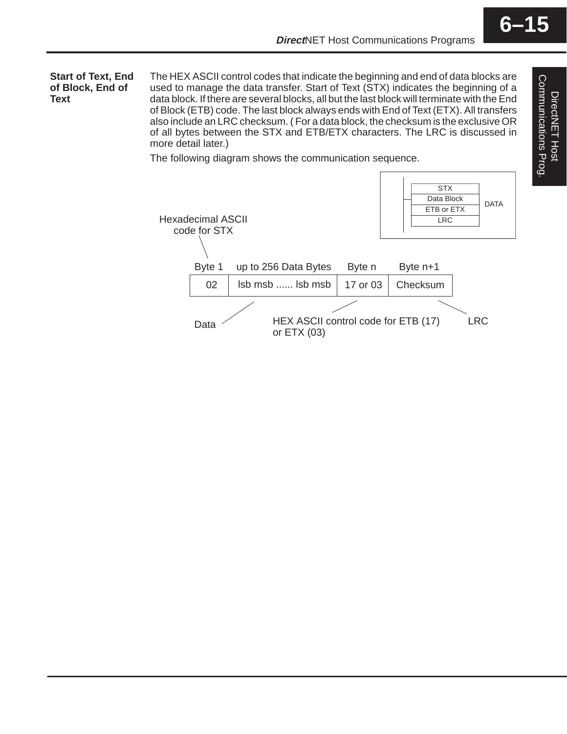### Start of Text, End of Block, End of Text

The HEX ASCII control codes that indicate the beginning and end of data blocks are used to manage the data transfer. Start of Text (STX) indicates the beginning of a data block. If there are several blocks, all but the last block will terminate with the End of Block (ETB) code. The last block always ends with End of Text (ETX). All transfers also include an LRC checksum. ( For a data block, the checksum is the exclusive OR of all bytes between the STX and ETB/ETX characters. The LRC is discussed in more detail later.)

The following diagram shows the communication sequence.

| DATA |
|---|
| STX |
| Data Block |
| ETB or ETX |
| LRC |

Hexadecimal ASCII code for STX

| Byte 1 | up to 256 Data Bytes | Byte n | Byte n+1 |
|---|---|---|---|
| 02 | lsb msb ...... lsb msb | 17 or 03 | Checksum |

Data — HEX ASCII control code for ETB (17) or ETX (03) — LRC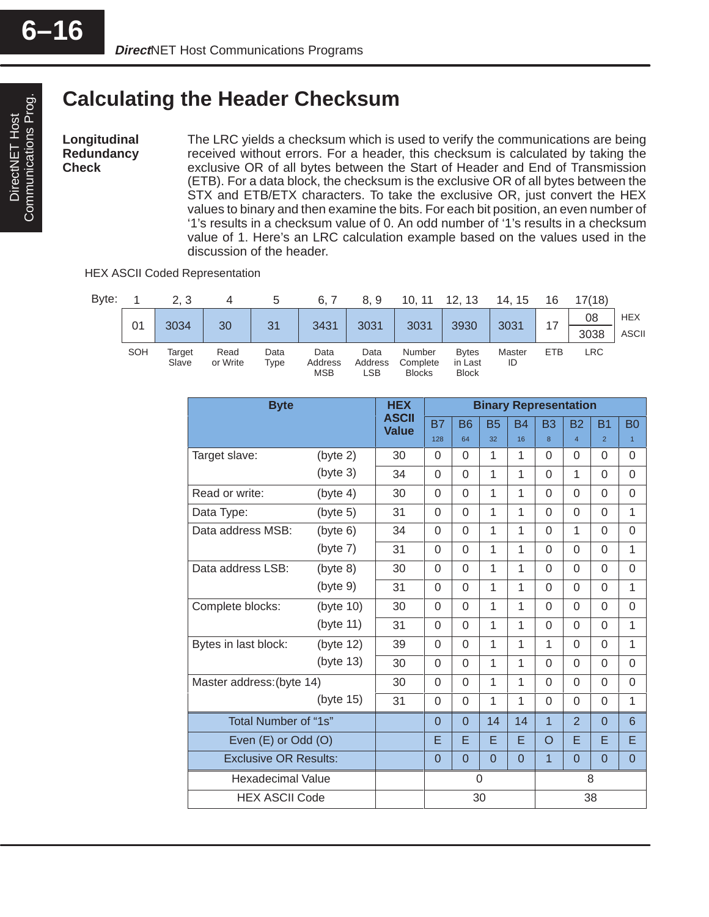# Calculating the Header Checksum

**Longitudinal Redundancy Check**

The LRC yields a checksum which is used to verify the communications are being received without errors. For a header, this checksum is calculated by taking the exclusive OR of all bytes between the Start of Header and End of Transmission (ETB). For a data block, the checksum is the exclusive OR of all bytes between the STX and ETB/ETX characters. To take the exclusive OR, just convert the HEX values to binary and then examine the bits. For each bit position, an even number of '1's results in a checksum value of 0. An odd number of '1's results in a checksum value of 1. Here's an LRC calculation example based on the values used in the discussion of the header.

HEX ASCII Coded Representation

| Byte: | 1 | 2, 3 | 4 | 5 | 6, 7 | 8, 9 | 10, 11 | 12, 13 | 14, 15 | 16 | 17(18) | |
|---|---|---|---|---|---|---|---|---|---|---|---|---|
| | 01 | 3034 | 30 | 31 | 3431 | 3031 | 3031 | 3930 | 3031 | 17 | 08 | HEX |
| | | | | | | | | | | | 3038 | ASCII |
| | SOH | Target Slave | Read or Write | Data Type | Data Address MSB | Data Address LSB | Number Complete Blocks | Bytes in Last Block | Master ID | ETB | LRC | |

| Byte | | HEX ASCII Value | Binary Representation | | | | | | | |
|---|---|---|---|---|---|---|---|---|---|---|
| | | | B7 128 | B6 64 | B5 32 | B4 16 | B3 8 | B2 4 | B1 2 | B0 1 |
| Target slave: | (byte 2) | 30 | 0 | 0 | 1 | 1 | 0 | 0 | 0 | 0 |
| | (byte 3) | 34 | 0 | 0 | 1 | 1 | 0 | 1 | 0 | 0 |
| Read or write: | (byte 4) | 30 | 0 | 0 | 1 | 1 | 0 | 0 | 0 | 0 |
| Data Type: | (byte 5) | 31 | 0 | 0 | 1 | 1 | 0 | 0 | 0 | 1 |
| Data address MSB: | (byte 6) | 34 | 0 | 0 | 1 | 1 | 0 | 1 | 0 | 0 |
| | (byte 7) | 31 | 0 | 0 | 1 | 1 | 0 | 0 | 0 | 1 |
| Data address LSB: | (byte 8) | 30 | 0 | 0 | 1 | 1 | 0 | 0 | 0 | 0 |
| | (byte 9) | 31 | 0 | 0 | 1 | 1 | 0 | 0 | 0 | 1 |
| Complete blocks: | (byte 10) | 30 | 0 | 0 | 1 | 1 | 0 | 0 | 0 | 0 |
| | (byte 11) | 31 | 0 | 0 | 1 | 1 | 0 | 0 | 0 | 1 |
| Bytes in last block: | (byte 12) | 39 | 0 | 0 | 1 | 1 | 1 | 0 | 0 | 1 |
| | (byte 13) | 30 | 0 | 0 | 1 | 1 | 0 | 0 | 0 | 0 |
| Master address:(byte 14) | | 30 | 0 | 0 | 1 | 1 | 0 | 0 | 0 | 0 |
| | (byte 15) | 31 | 0 | 0 | 1 | 1 | 0 | 0 | 0 | 1 |
| Total Number of "1s" | | | 0 | 0 | 14 | 14 | 1 | 2 | 0 | 6 |
| Even (E) or Odd (O) | | | E | E | E | E | O | E | E | E |
| Exclusive OR Results: | | | 0 | 0 | 0 | 0 | 1 | 0 | 0 | 0 |
| Hexadecimal Value | | | 0 | | | | 8 | | | |
| HEX ASCII Code | | | 30 | | | | 38 | | | |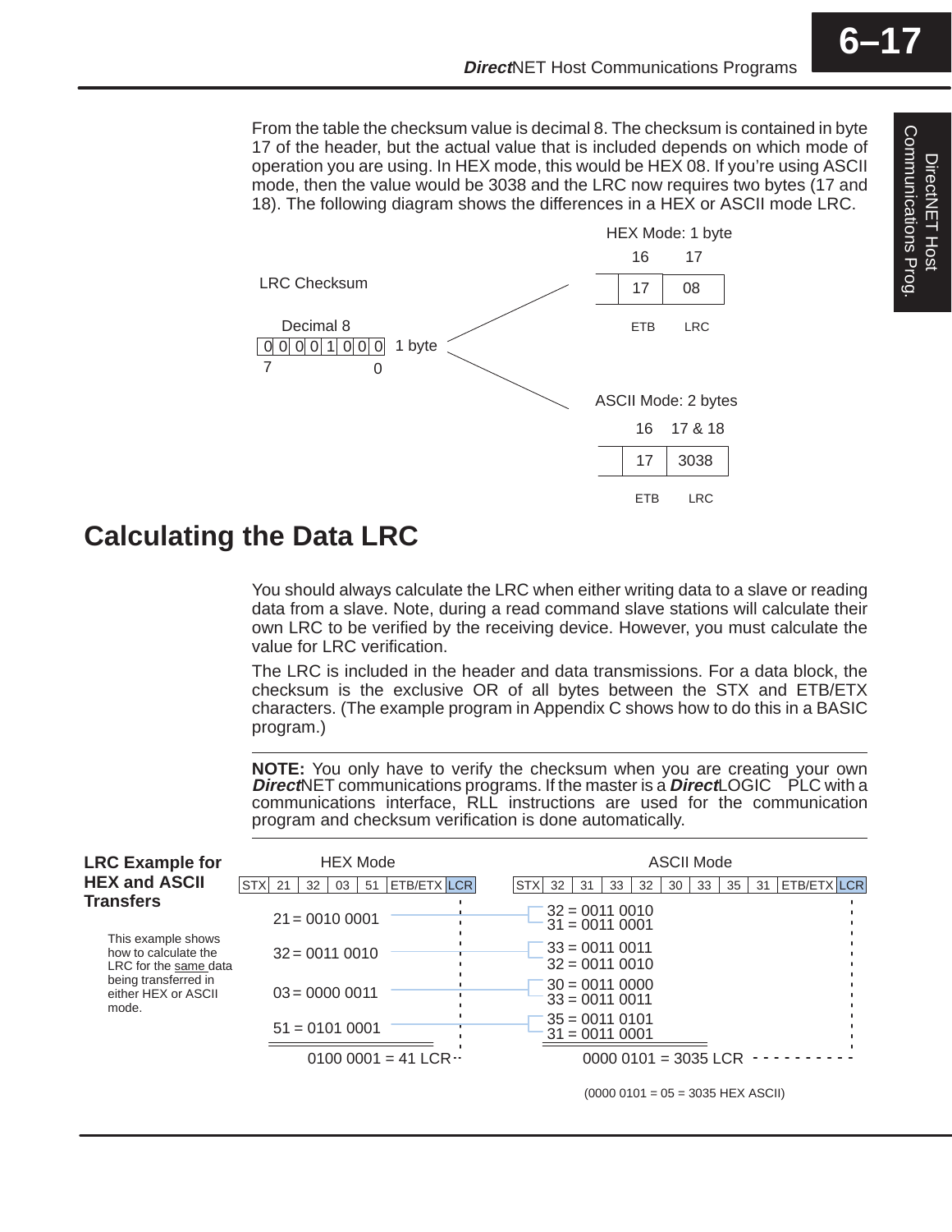From the table the checksum value is decimal 8. The checksum is contained in byte 17 of the header, but the actual value that is included depends on which mode of operation you are using. In HEX mode, this would be HEX 08. If you're using ASCII mode, then the value would be 3038 and the LRC now requires two bytes (17 and 18). The following diagram shows the differences in a HEX or ASCII mode LRC.

LRC Checksum

Decimal 8

| 0 | 0 | 0 | 0 | 1 | 0 | 0 | 0 |
|---|---|---|---|---|---|---|---|

7 ... 0 — 1 byte

HEX Mode: 1 byte

| 16 | 17 |
|---|---|
| 17 | 08 |
| ETB | LRC |

ASCII Mode: 2 bytes

| 16 | 17 & 18 |
|---|---|
| 17 | 3038 |
| ETB | LRC |

## Calculating the Data LRC

You should always calculate the LRC when either writing data to a slave or reading data from a slave. Note, during a read command slave stations will calculate their own LRC to be verified by the receiving device. However, you must calculate the value for LRC verification.

The LRC is included in the header and data transmissions. For a data block, the checksum is the exclusive OR of all bytes between the STX and ETB/ETX characters. (The example program in Appendix C shows how to do this in a BASIC program.)

---

**NOTE:** You only have to verify the checksum when you are creating your own ***Direct***NET communications programs. If the master is a ***Direct***LOGIC PLC with a communications interface, RLL instructions are used for the communication program and checksum verification is done automatically.

---

### LRC Example for HEX and ASCII Transfers

This example shows how to calculate the LRC for the same data being transferred in either HEX or ASCII mode.

**HEX Mode**

| STX | 21 | 32 | 03 | 51 | ETB/ETX | LCR |
|---|---|---|---|---|---|---|

21 = 0010 0001
32 = 0011 0010
03 = 0000 0011
51 = 0101 0001

0100 0001 = 41 LCR

**ASCII Mode**

| STX | 32 | 31 | 33 | 32 | 30 | 33 | 35 | 31 | ETB/ETX | LCR |
|---|---|---|---|---|---|---|---|---|---|---|

32 = 0011 0010
31 = 0011 0001
33 = 0011 0011
32 = 0011 0010
30 = 0011 0000
33 = 0011 0011
35 = 0011 0101
31 = 0011 0001

0000 0101 = 3035 LCR

(0000 0101 = 05 = 3035 HEX ASCII)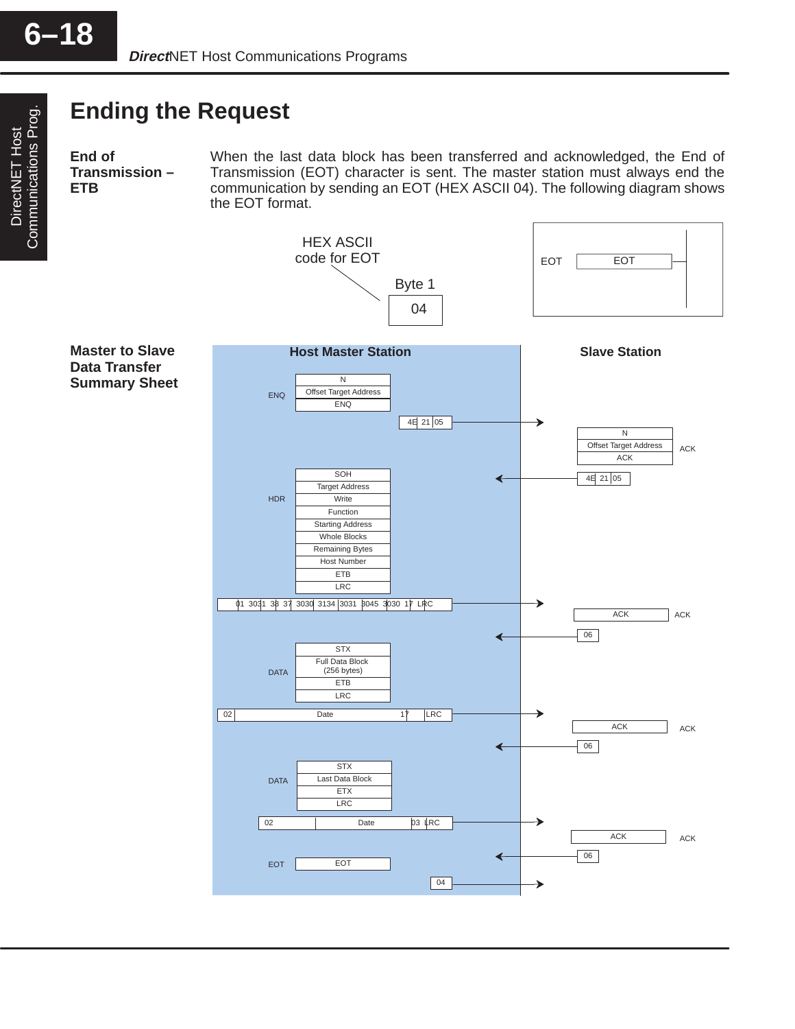# Ending the Request

### End of Transmission – ETB

When the last data block has been transferred and acknowledged, the End of Transmission (EOT) character is sent. The master station must always end the communication by sending an EOT (HEX ASCII 04). The following diagram shows the EOT format.

HEX ASCII code for EOT

| Byte 1 |
|---|
| 04 |

EOT | EOT

### Master to Slave Data Transfer Summary Sheet

**Host Master Station** — **Slave Station**

ENQ: N / Offset Target Address / ENQ → 4E 21 05 →

ACK: N / Offset Target Address / ACK ← 4E 21 05 ←

HDR: SOH / Target Address / Write / Function / Starting Address / Whole Blocks / Remaining Bytes / Host Number / ETB / LRC → 01 3031 38 37 3030 3134 3031 3045 3030 17 LRC →

ACK: ACK ← 06 ←

DATA: STX / Full Data Block (256 bytes) / ETB / LRC → 02 Date 17 LRC →

ACK: ACK ← 06 ←

DATA: STX / Last Data Block / ETX / LRC → 02 Date 03 LRC →

ACK: ACK ← 06 ←

EOT: EOT → 04 →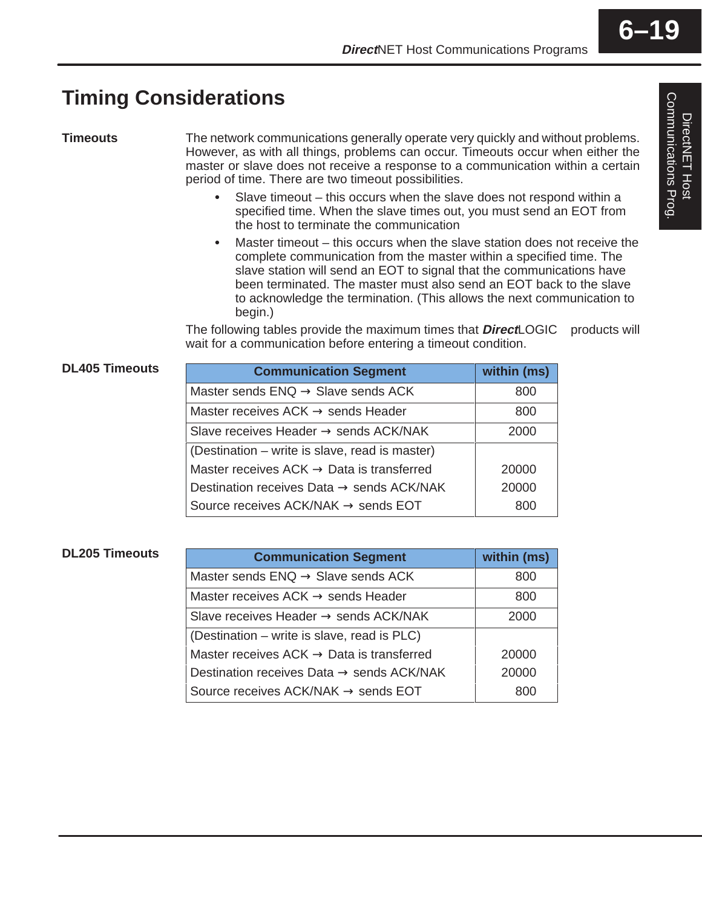# Timing Considerations

**Timeouts**

The network communications generally operate very quickly and without problems. However, as with all things, problems can occur. Timeouts occur when either the master or slave does not receive a response to a communication within a certain period of time. There are two timeout possibilities.

- Slave timeout – this occurs when the slave does not respond within a specified time. When the slave times out, you must send an EOT from the host to terminate the communication
- Master timeout – this occurs when the slave station does not receive the complete communication from the master within a specified time. The slave station will send an EOT to signal that the communications have been terminated. The master must also send an EOT back to the slave to acknowledge the termination. (This allows the next communication to begin.)

The following tables provide the maximum times that ***Direct***LOGIC products will wait for a communication before entering a timeout condition.

**DL405 Timeouts**

| Communication Segment | within (ms) |
|---|---|
| Master sends ENQ → Slave sends ACK | 800 |
| Master receives ACK → sends Header | 800 |
| Slave receives Header → sends ACK/NAK | 2000 |
| (Destination – write is slave, read is master) | |
| Master receives ACK → Data is transferred | 20000 |
| Destination receives Data → sends ACK/NAK | 20000 |
| Source receives ACK/NAK → sends EOT | 800 |

**DL205 Timeouts**

| Communication Segment | within (ms) |
|---|---|
| Master sends ENQ → Slave sends ACK | 800 |
| Master receives ACK → sends Header | 800 |
| Slave receives Header → sends ACK/NAK | 2000 |
| (Destination – write is slave, read is PLC) | |
| Master receives ACK → Data is transferred | 20000 |
| Destination receives Data → sends ACK/NAK | 20000 |
| Source receives ACK/NAK → sends EOT | 800 |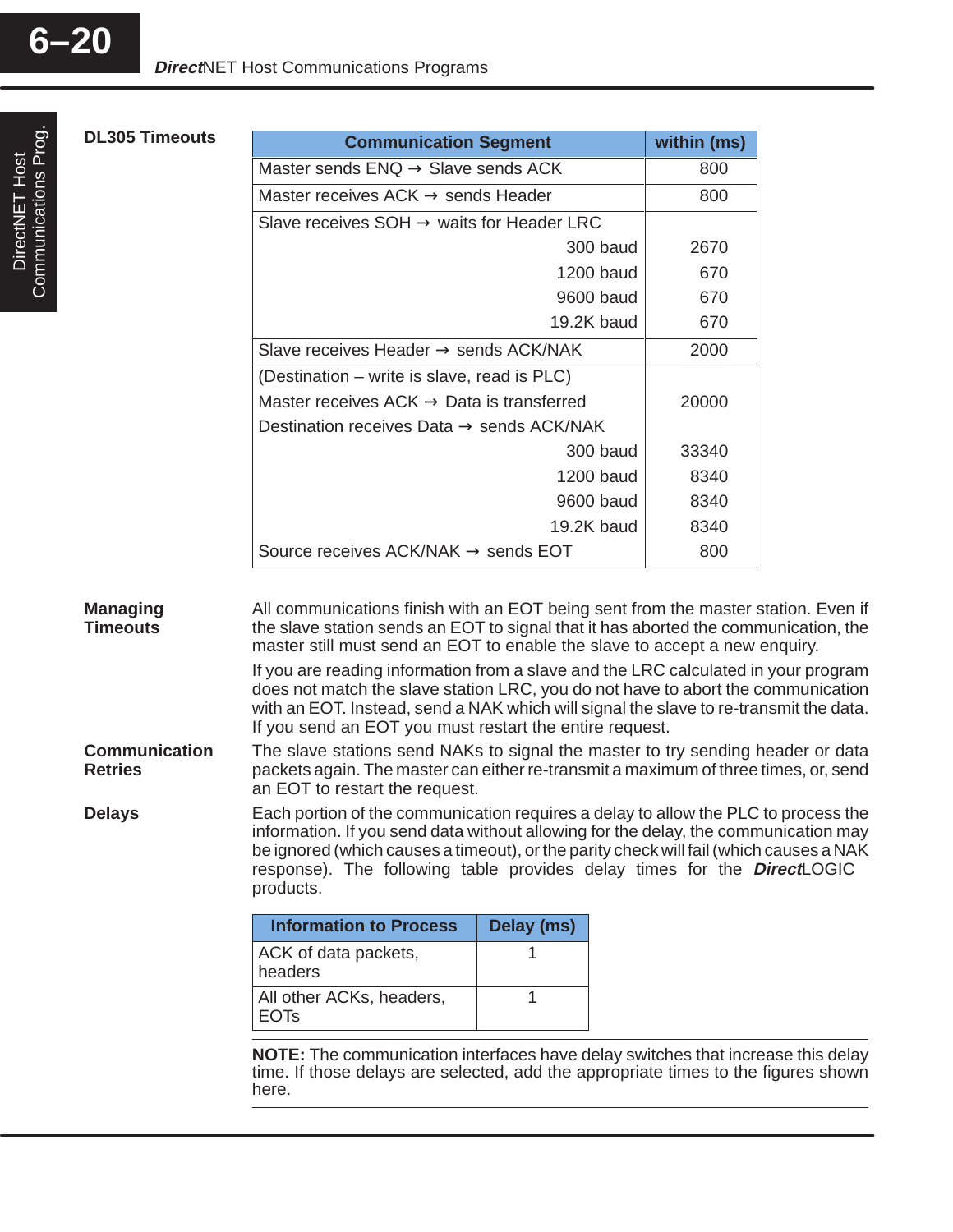## DL305 Timeouts

| Communication Segment | within (ms) |
|---|---|
| Master sends ENQ → Slave sends ACK | 800 |
| Master receives ACK → sends Header | 800 |
| Slave receives SOH → waits for Header LRC | |
| 300 baud | 2670 |
| 1200 baud | 670 |
| 9600 baud | 670 |
| 19.2K baud | 670 |
| Slave receives Header → sends ACK/NAK | 2000 |
| (Destination – write is slave, read is PLC) | |
| Master receives ACK → Data is transferred | 20000 |
| Destination receives Data → sends ACK/NAK | |
| 300 baud | 33340 |
| 1200 baud | 8340 |
| 9600 baud | 8340 |
| 19.2K baud | 8340 |
| Source receives ACK/NAK → sends EOT | 800 |

## Managing Timeouts

All communications finish with an EOT being sent from the master station. Even if the slave station sends an EOT to signal that it has aborted the communication, the master still must send an EOT to enable the slave to accept a new enquiry.

If you are reading information from a slave and the LRC calculated in your program does not match the slave station LRC, you do not have to abort the communication with an EOT. Instead, send a NAK which will signal the slave to re-transmit the data. If you send an EOT you must restart the entire request.

## Communication Retries

The slave stations send NAKs to signal the master to try sending header or data packets again. The master can either re-transmit a maximum of three times, or, send an EOT to restart the request.

## Delays

Each portion of the communication requires a delay to allow the PLC to process the information. If you send data without allowing for the delay, the communication may be ignored (which causes a timeout), or the parity check will fail (which causes a NAK response). The following table provides delay times for the ***Direct***LOGIC products.

| Information to Process | Delay (ms) |
|---|---|
| ACK of data packets, headers | 1 |
| All other ACKs, headers, EOTs | 1 |

**NOTE:** The communication interfaces have delay switches that increase this delay time. If those delays are selected, add the appropriate times to the figures shown here.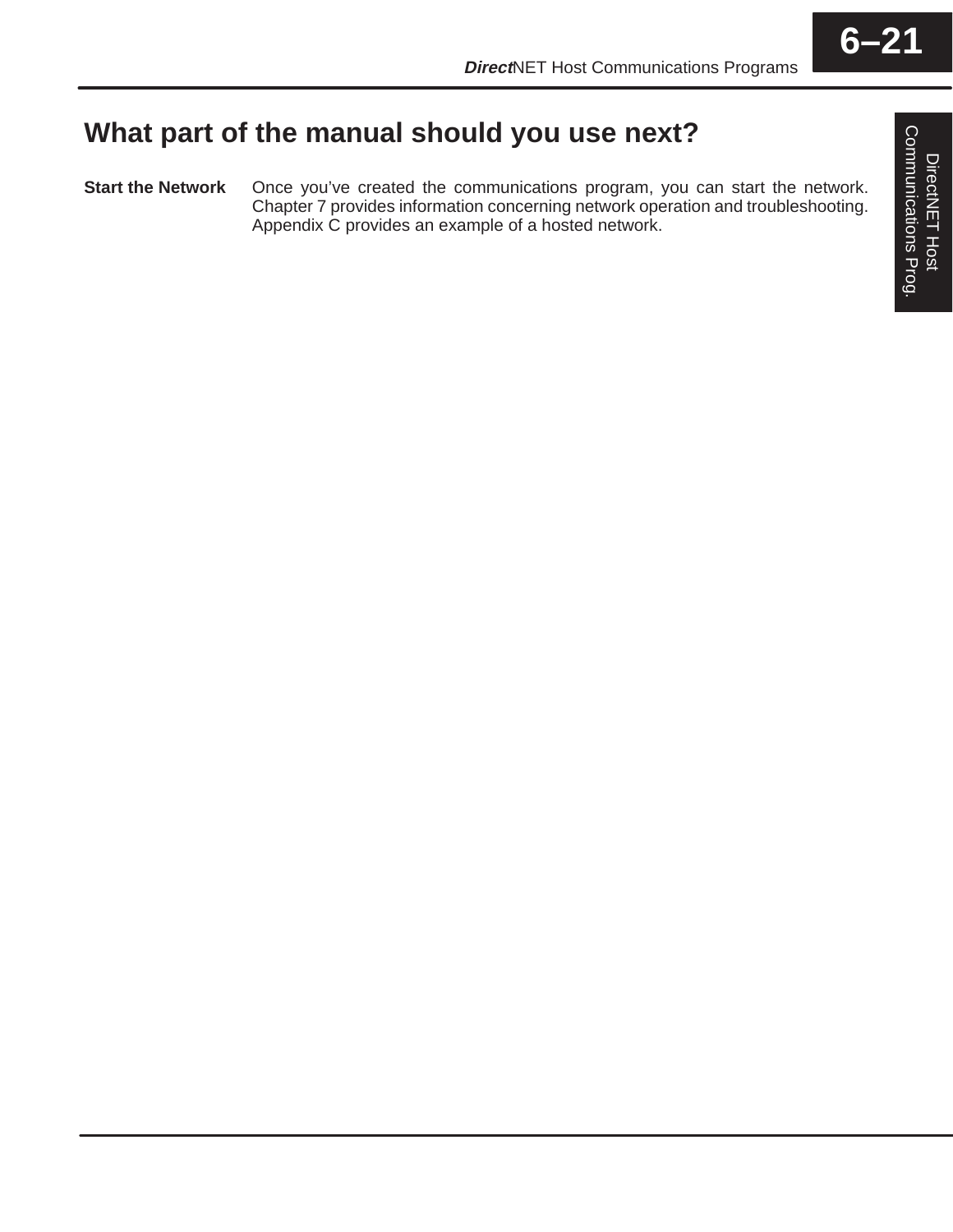## What part of the manual should you use next?

**Start the Network**

Once you've created the communications program, you can start the network. Chapter 7 provides information concerning network operation and troubleshooting. Appendix C provides an example of a hosted network.